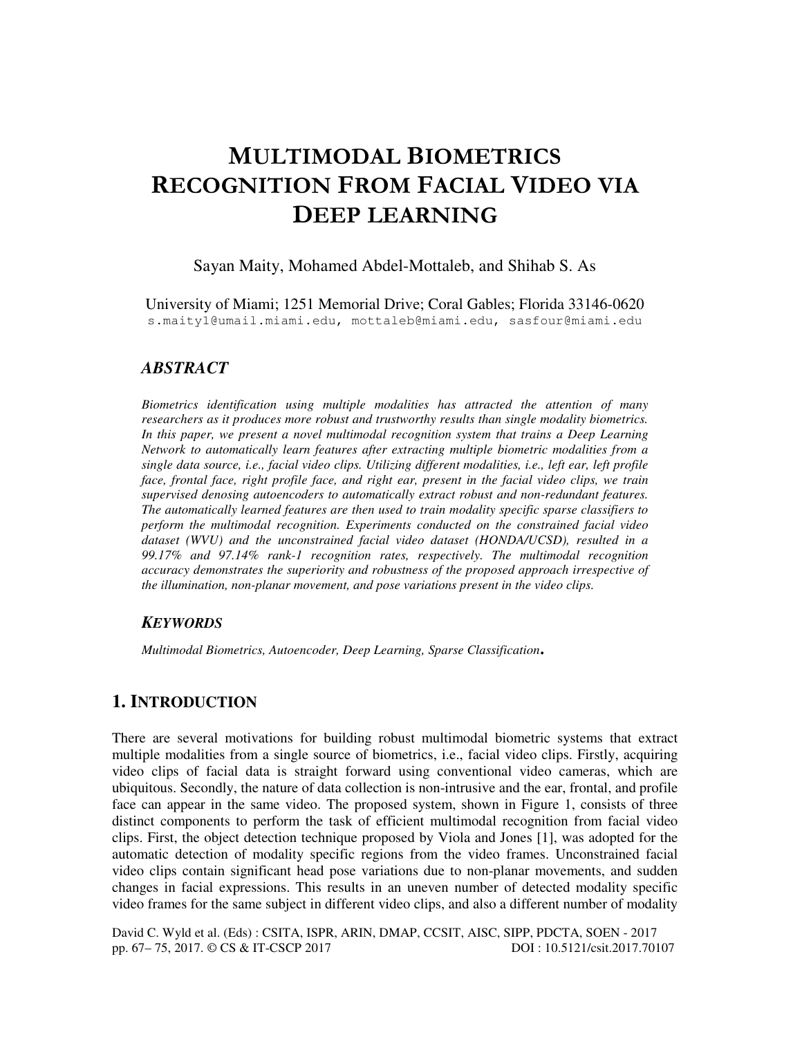# MULTIMODAL BIOMETRICS RECOGNITION FROM FACIAL VIDEO VIA DEEP LEARNING

Sayan Maity, Mohamed Abdel-Mottaleb, and Shihab S. As

University of Miami; 1251 Memorial Drive; Coral Gables; Florida 33146-0620
s.maity1@umail.miami.edu, mottaleb@miami.edu, sasfour@miami.edu

## *ABSTRACT*

*Biometrics identification using multiple modalities has attracted the attention of many researchers as it produces more robust and trustworthy results than single modality biometrics. In this paper, we present a novel multimodal recognition system that trains a Deep Learning Network to automatically learn features after extracting multiple biometric modalities from a single data source, i.e., facial video clips. Utilizing different modalities, i.e., left ear, left profile face, frontal face, right profile face, and right ear, present in the facial video clips, we train supervised denosing autoencoders to automatically extract robust and non-redundant features. The automatically learned features are then used to train modality specific sparse classifiers to perform the multimodal recognition. Experiments conducted on the constrained facial video dataset (WVU) and the unconstrained facial video dataset (HONDA/UCSD), resulted in a 99.17% and 97.14% rank-1 recognition rates, respectively. The multimodal recognition accuracy demonstrates the superiority and robustness of the proposed approach irrespective of the illumination, non-planar movement, and pose variations present in the video clips.*

## *KEYWORDS*

*Multimodal Biometrics, Autoencoder, Deep Learning, Sparse Classification*.

## 1. INTRODUCTION

There are several motivations for building robust multimodal biometric systems that extract multiple modalities from a single source of biometrics, i.e., facial video clips. Firstly, acquiring video clips of facial data is straight forward using conventional video cameras, which are ubiquitous. Secondly, the nature of data collection is non-intrusive and the ear, frontal, and profile face can appear in the same video. The proposed system, shown in Figure 1, consists of three distinct components to perform the task of efficient multimodal recognition from facial video clips. First, the object detection technique proposed by Viola and Jones [1], was adopted for the automatic detection of modality specific regions from the video frames. Unconstrained facial video clips contain significant head pose variations due to non-planar movements, and sudden changes in facial expressions. This results in an uneven number of detected modality specific video frames for the same subject in different video clips, and also a different number of modality

David C. Wyld et al. (Eds) : CSITA, ISPR, ARIN, DMAP, CCSIT, AISC, SIPP, PDCTA, SOEN - 2017
pp. 67– 75, 2017. © CS & IT-CSCP 2017 DOI : 10.5121/csit.2017.70107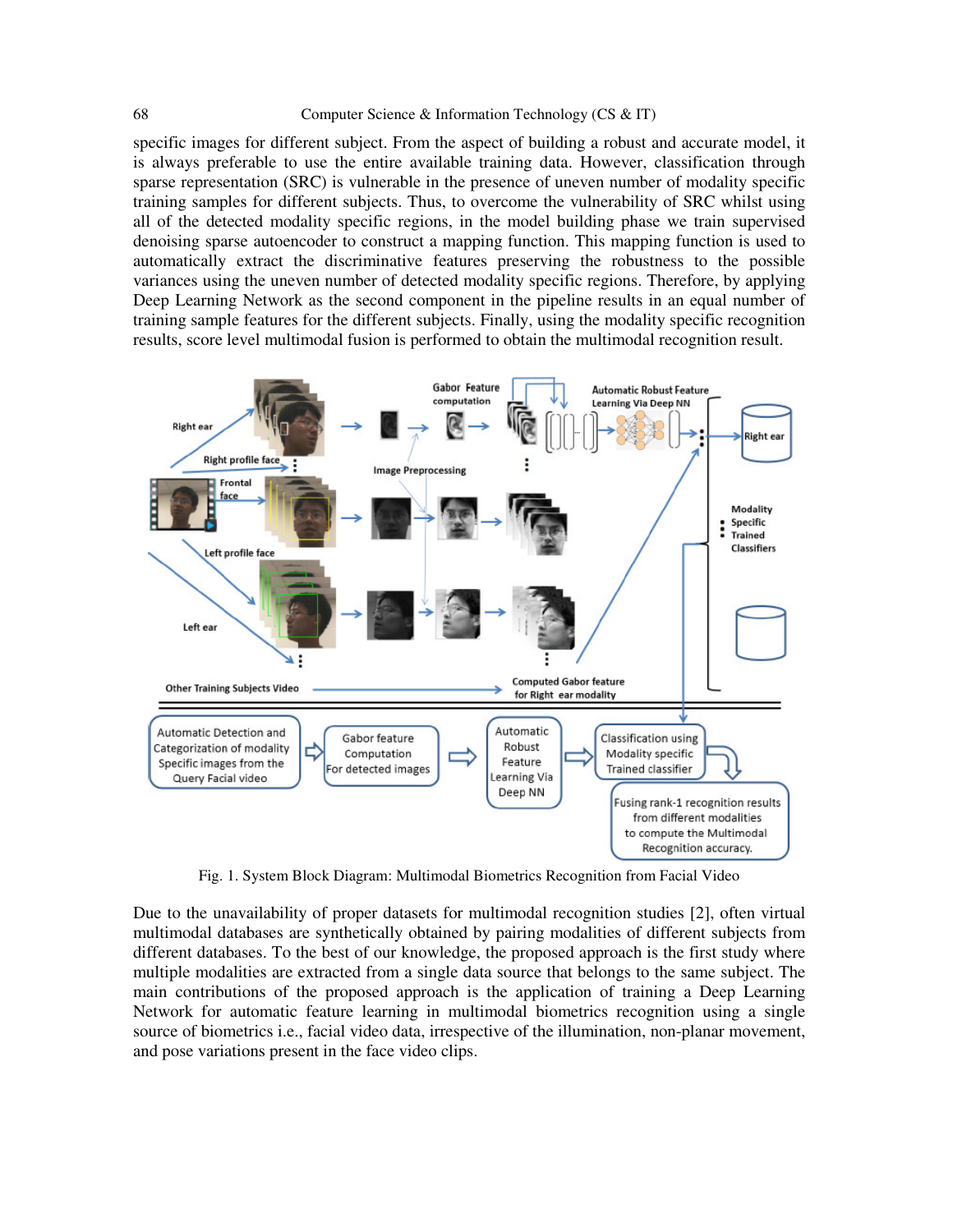specific images for different subject. From the aspect of building a robust and accurate model, it is always preferable to use the entire available training data. However, classification through sparse representation (SRC) is vulnerable in the presence of uneven number of modality specific training samples for different subjects. Thus, to overcome the vulnerability of SRC whilst using all of the detected modality specific regions, in the model building phase we train supervised denoising sparse autoencoder to construct a mapping function. This mapping function is used to automatically extract the discriminative features preserving the robustness to the possible variances using the uneven number of detected modality specific regions. Therefore, by applying Deep Learning Network as the second component in the pipeline results in an equal number of training sample features for the different subjects. Finally, using the modality specific recognition results, score level multimodal fusion is performed to obtain the multimodal recognition result.

Fig. 1. System Block Diagram: Multimodal Biometrics Recognition from Facial Video

Due to the unavailability of proper datasets for multimodal recognition studies [2], often virtual multimodal databases are synthetically obtained by pairing modalities of different subjects from different databases. To the best of our knowledge, the proposed approach is the first study where multiple modalities are extracted from a single data source that belongs to the same subject. The main contributions of the proposed approach is the application of training a Deep Learning Network for automatic feature learning in multimodal biometrics recognition using a single source of biometrics i.e., facial video data, irrespective of the illumination, non-planar movement, and pose variations present in the face video clips.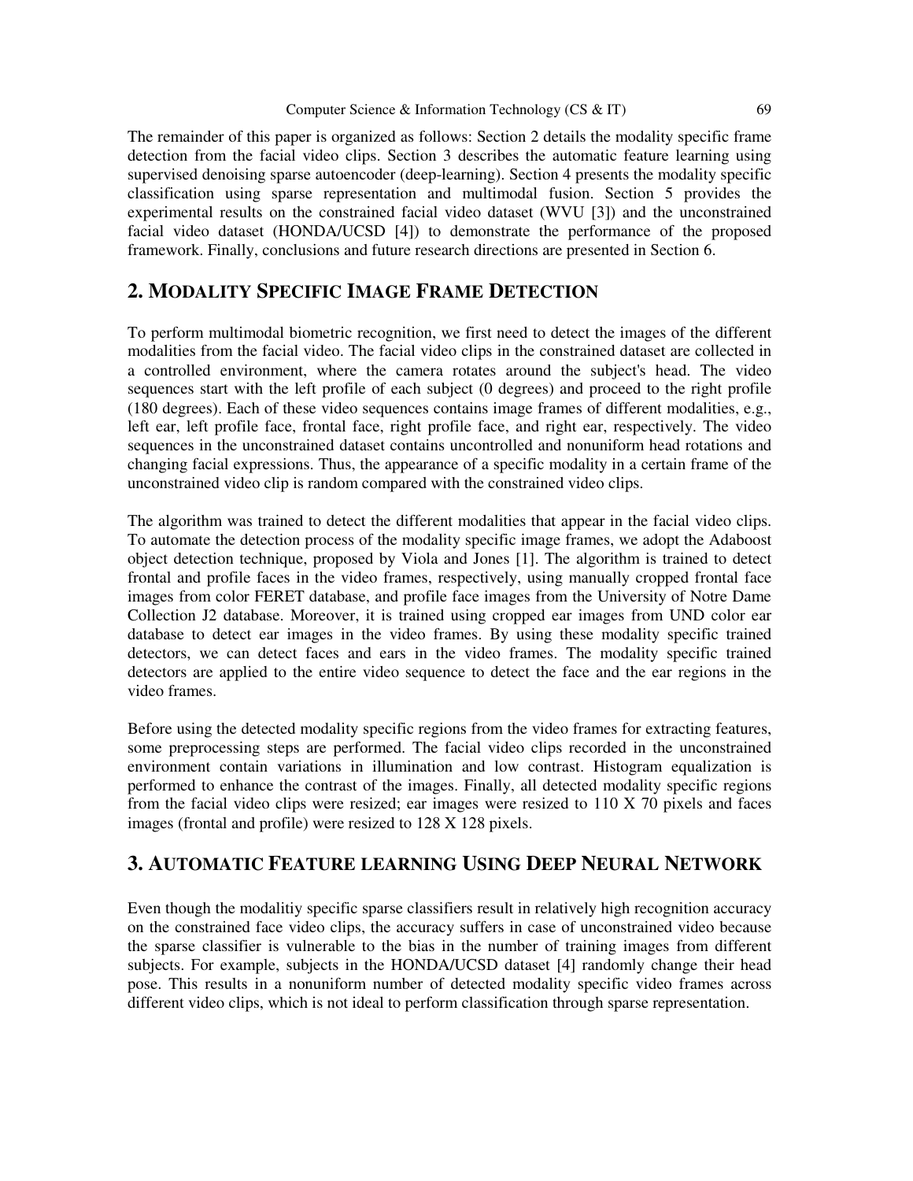The remainder of this paper is organized as follows: Section 2 details the modality specific frame detection from the facial video clips. Section 3 describes the automatic feature learning using supervised denoising sparse autoencoder (deep-learning). Section 4 presents the modality specific classification using sparse representation and multimodal fusion. Section 5 provides the experimental results on the constrained facial video dataset (WVU [3]) and the unconstrained facial video dataset (HONDA/UCSD [4]) to demonstrate the performance of the proposed framework. Finally, conclusions and future research directions are presented in Section 6.

## 2. MODALITY SPECIFIC IMAGE FRAME DETECTION

To perform multimodal biometric recognition, we first need to detect the images of the different modalities from the facial video. The facial video clips in the constrained dataset are collected in a controlled environment, where the camera rotates around the subject's head. The video sequences start with the left profile of each subject (0 degrees) and proceed to the right profile (180 degrees). Each of these video sequences contains image frames of different modalities, e.g., left ear, left profile face, frontal face, right profile face, and right ear, respectively. The video sequences in the unconstrained dataset contains uncontrolled and nonuniform head rotations and changing facial expressions. Thus, the appearance of a specific modality in a certain frame of the unconstrained video clip is random compared with the constrained video clips.

The algorithm was trained to detect the different modalities that appear in the facial video clips. To automate the detection process of the modality specific image frames, we adopt the Adaboost object detection technique, proposed by Viola and Jones [1]. The algorithm is trained to detect frontal and profile faces in the video frames, respectively, using manually cropped frontal face images from color FERET database, and profile face images from the University of Notre Dame Collection J2 database. Moreover, it is trained using cropped ear images from UND color ear database to detect ear images in the video frames. By using these modality specific trained detectors, we can detect faces and ears in the video frames. The modality specific trained detectors are applied to the entire video sequence to detect the face and the ear regions in the video frames.

Before using the detected modality specific regions from the video frames for extracting features, some preprocessing steps are performed. The facial video clips recorded in the unconstrained environment contain variations in illumination and low contrast. Histogram equalization is performed to enhance the contrast of the images. Finally, all detected modality specific regions from the facial video clips were resized; ear images were resized to 110 X 70 pixels and faces images (frontal and profile) were resized to 128 X 128 pixels.

## 3. AUTOMATIC FEATURE LEARNING USING DEEP NEURAL NETWORK

Even though the modalitiy specific sparse classifiers result in relatively high recognition accuracy on the constrained face video clips, the accuracy suffers in case of unconstrained video because the sparse classifier is vulnerable to the bias in the number of training images from different subjects. For example, subjects in the HONDA/UCSD dataset [4] randomly change their head pose. This results in a nonuniform number of detected modality specific video frames across different video clips, which is not ideal to perform classification through sparse representation.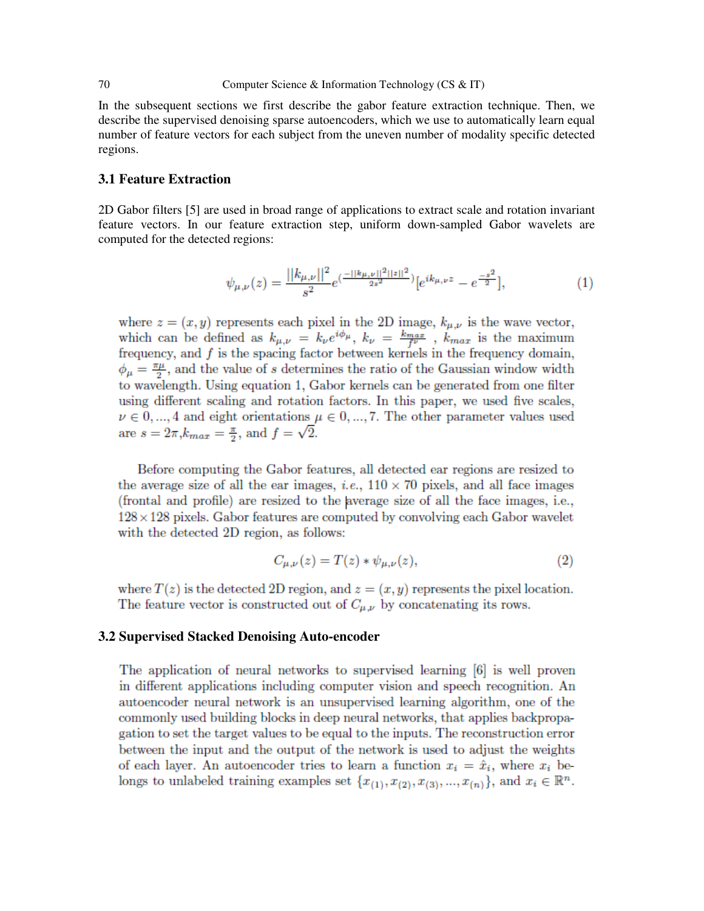In the subsequent sections we first describe the gabor feature extraction technique. Then, we describe the supervised denoising sparse autoencoders, which we use to automatically learn equal number of feature vectors for each subject from the uneven number of modality specific detected regions.

### 3.1 Feature Extraction

2D Gabor filters [5] are used in broad range of applications to extract scale and rotation invariant feature vectors. In our feature extraction step, uniform down-sampled Gabor wavelets are computed for the detected regions:

$$\psi_{\mu,\nu}(z) = \frac{||k_{\mu,\nu}||^2}{s^2} e^{\left(\frac{-||k_{\mu,\nu}||^2 ||z||^2}{2s^2}\right)} [e^{ik_{\mu,\nu}z} - e^{\frac{-s^2}{2}}], \tag{1}$$

where $z = (x, y)$ represents each pixel in the 2D image, $k_{\mu,\nu}$ is the wave vector, which can be defined as $k_{\mu,\nu} = k_\nu e^{i\phi_\mu}$, $k_\nu = \frac{k_{max}}{f^\nu}$ , $k_{max}$ is the maximum frequency, and $f$ is the spacing factor between kernels in the frequency domain, $\phi_\mu = \frac{\pi\mu}{2}$, and the value of $s$ determines the ratio of the Gaussian window width to wavelength. Using equation 1, Gabor kernels can be generated from one filter using different scaling and rotation factors. In this paper, we used five scales, $\nu \in 0, ..., 4$ and eight orientations $\mu \in 0, ..., 7$. The other parameter values used are $s = 2\pi$, $k_{max} = \frac{\pi}{2}$, and $f = \sqrt{2}$.

Before computing the Gabor features, all detected ear regions are resized to the average size of all the ear images, *i.e.*, $110 \times 70$ pixels, and all face images (frontal and profile) are resized to the average size of all the face images, i.e., $128 \times 128$ pixels. Gabor features are computed by convolving each Gabor wavelet with the detected 2D region, as follows:

$$C_{\mu,\nu}(z) = T(z) * \psi_{\mu,\nu}(z), \tag{2}$$

where $T(z)$ is the detected 2D region, and $z = (x, y)$ represents the pixel location. The feature vector is constructed out of $C_{\mu,\nu}$ by concatenating its rows.

### 3.2 Supervised Stacked Denoising Auto-encoder

The application of neural networks to supervised learning [6] is well proven in different applications including computer vision and speech recognition. An autoencoder neural network is an unsupervised learning algorithm, one of the commonly used building blocks in deep neural networks, that applies backpropagation to set the target values to be equal to the inputs. The reconstruction error between the input and the output of the network is used to adjust the weights of each layer. An autoencoder tries to learn a function $x_i = \hat{x}_i$, where $x_i$ belongs to unlabeled training examples set $\{x_{(1)}, x_{(2)}, x_{(3)}, ..., x_{(n)}\}$, and $x_i \in \mathbb{R}^n$.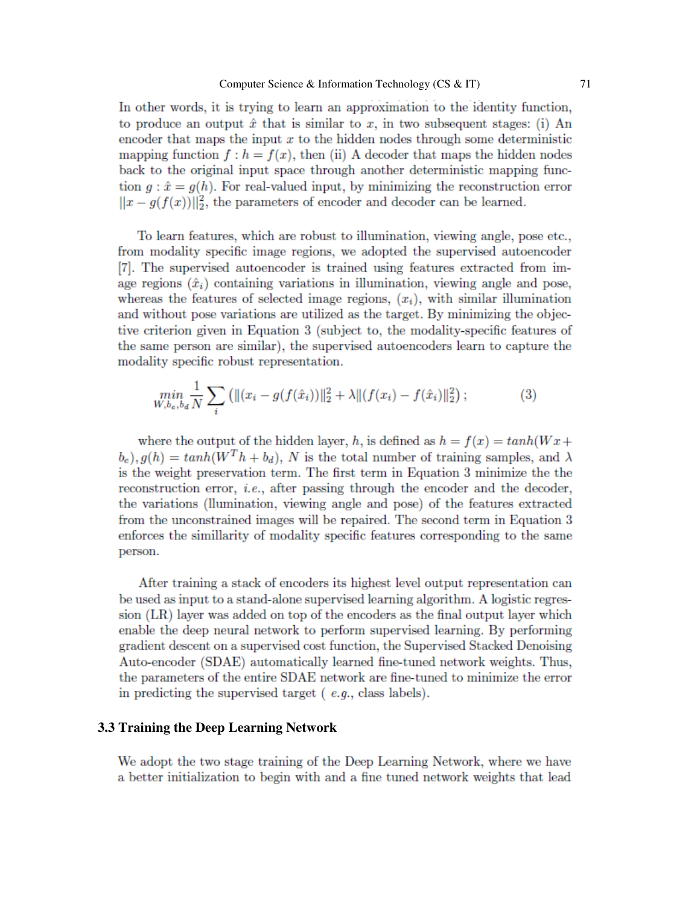In other words, it is trying to learn an approximation to the identity function, to produce an output $\hat{x}$ that is similar to $x$, in two subsequent stages: (i) An encoder that maps the input $x$ to the hidden nodes through some deterministic mapping function $f : h = f(x)$, then (ii) A decoder that maps the hidden nodes back to the original input space through another deterministic mapping function $g : \hat{x} = g(h)$. For real-valued input, by minimizing the reconstruction error $||x - g(f(x))||_2^2$, the parameters of encoder and decoder can be learned.

To learn features, which are robust to illumination, viewing angle, pose etc., from modality specific image regions, we adopted the supervised autoencoder [7]. The supervised autoencoder is trained using features extracted from image regions ($\hat{x}_i$) containing variations in illumination, viewing angle and pose, whereas the features of selected image regions, ($x_i$), with similar illumination and without pose variations are utilized as the target. By minimizing the objective criterion given in Equation 3 (subject to, the modality-specific features of the same person are similar), the supervised autoencoders learn to capture the modality specific robust representation.

$$\min_{W,b_e,b_d} \frac{1}{N} \sum_i \left( \|(x_i - g(f(\hat{x}_i))\|_2^2 + \lambda \|(f(x_i) - f(\hat{x}_i)\|_2^2 \right); \qquad (3)$$

where the output of the hidden layer, $h$, is defined as $h = f(x) = tanh(Wx + b_e), g(h) = tanh(W^T h + b_d)$, $N$ is the total number of training samples, and $\lambda$ is the weight preservation term. The first term in Equation 3 minimize the the reconstruction error, *i.e.*, after passing through the encoder and the decoder, the variations (llumination, viewing angle and pose) of the features extracted from the unconstrained images will be repaired. The second term in Equation 3 enforces the simillarity of modality specific features corresponding to the same person.

After training a stack of encoders its highest level output representation can be used as input to a stand-alone supervised learning algorithm. A logistic regression (LR) layer was added on top of the encoders as the final output layer which enable the deep neural network to perform supervised learning. By performing gradient descent on a supervised cost function, the Supervised Stacked Denoising Auto-encoder (SDAE) automatically learned fine-tuned network weights. Thus, the parameters of the entire SDAE network are fine-tuned to minimize the error in predicting the supervised target ( *e.g.*, class labels).

### 3.3 Training the Deep Learning Network

We adopt the two stage training of the Deep Learning Network, where we have a better initialization to begin with and a fine tuned network weights that lead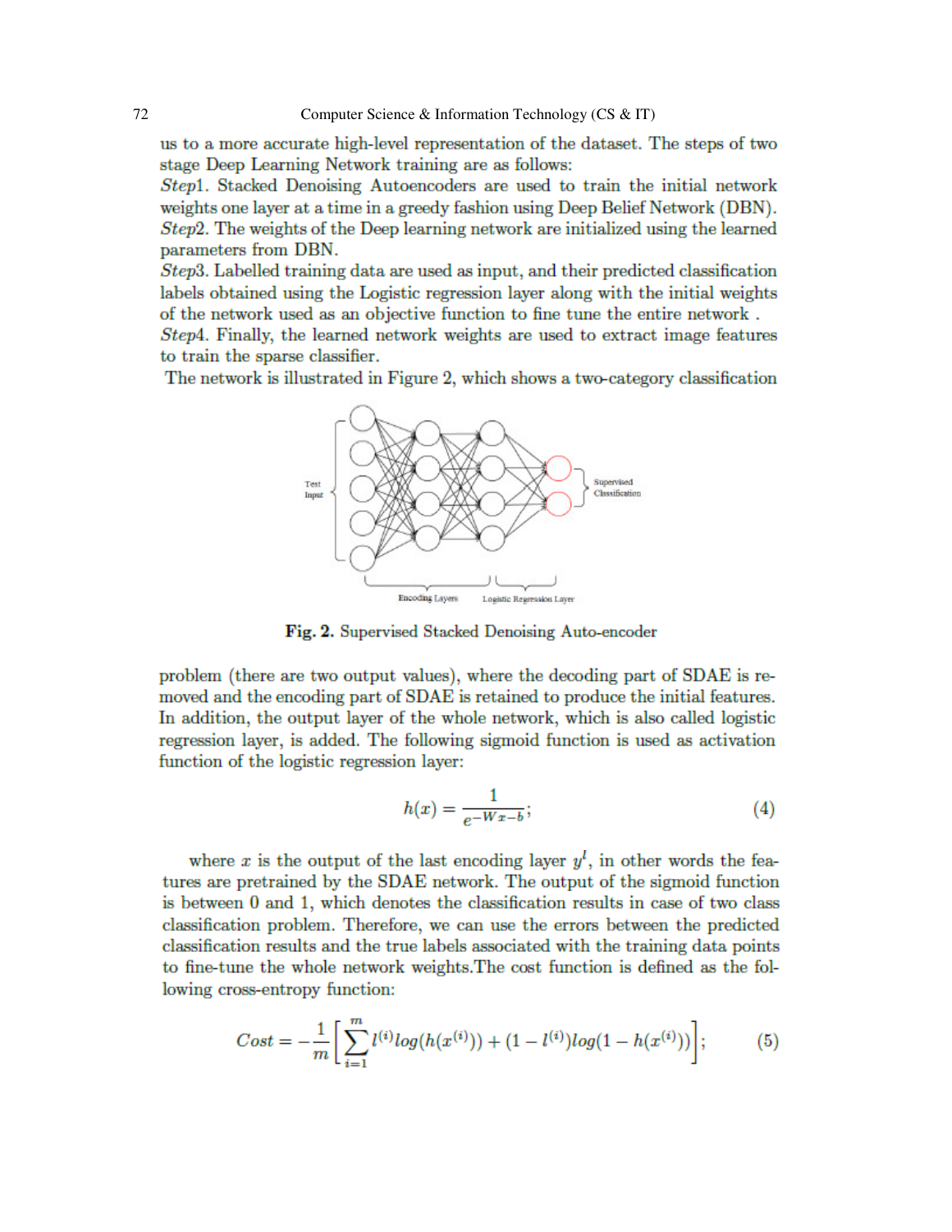us to a more accurate high-level representation of the dataset. The steps of two stage Deep Learning Network training are as follows:

*Step*1. Stacked Denoising Autoencoders are used to train the initial network weights one layer at a time in a greedy fashion using Deep Belief Network (DBN).

*Step*2. The weights of the Deep learning network are initialized using the learned parameters from DBN.

*Step*3. Labelled training data are used as input, and their predicted classification labels obtained using the Logistic regression layer along with the initial weights of the network used as an objective function to fine tune the entire network .

*Step*4. Finally, the learned network weights are used to extract image features to train the sparse classifier.

The network is illustrated in Figure 2, which shows a two-category classification

**Fig. 2.** Supervised Stacked Denoising Auto-encoder

problem (there are two output values), where the decoding part of SDAE is removed and the encoding part of SDAE is retained to produce the initial features. In addition, the output layer of the whole network, which is also called logistic regression layer, is added. The following sigmoid function is used as activation function of the logistic regression layer:

$$h(x) = \frac{1}{e^{-Wx-b}}; \tag{4}$$

where $x$ is the output of the last encoding layer $y^l$, in other words the features are pretrained by the SDAE network. The output of the sigmoid function is between 0 and 1, which denotes the classification results in case of two class classification problem. Therefore, we can use the errors between the predicted classification results and the true labels associated with the training data points to fine-tune the whole network weights.The cost function is defined as the following cross-entropy function:

$$Cost = -\frac{1}{m}\left[\sum_{i=1}^{m} l^{(i)} log(h(x^{(i)})) + (1 - l^{(i)}) log(1 - h(x^{(i)}))\right]; \tag{5}$$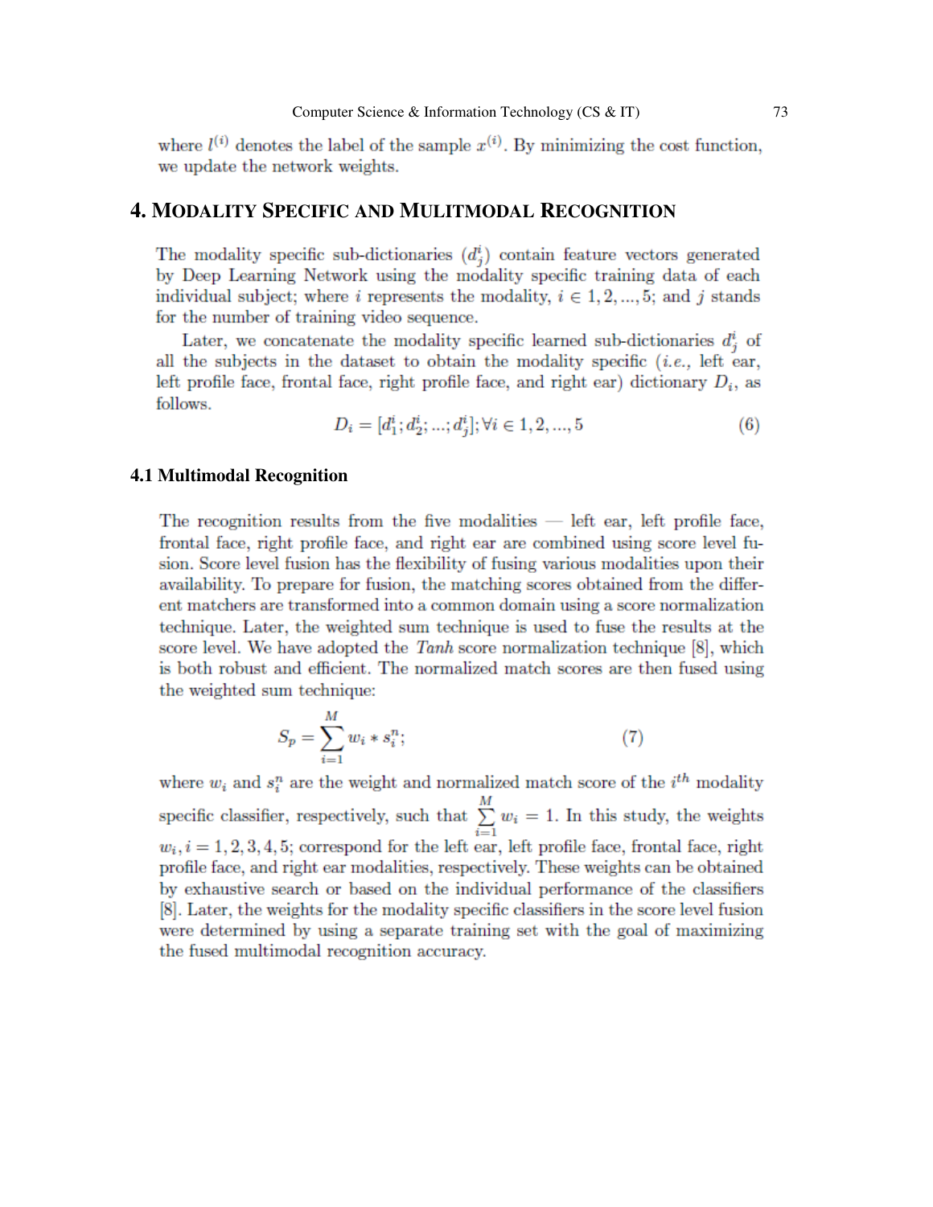where $l^{(i)}$ denotes the label of the sample $x^{(i)}$. By minimizing the cost function, we update the network weights.

## 4. Modality Specific and Mulitmodal Recognition

The modality specific sub-dictionaries ($d^i_j$) contain feature vectors generated by Deep Learning Network using the modality specific training data of each individual subject; where $i$ represents the modality, $i \in 1, 2, ..., 5$; and $j$ stands for the number of training video sequence.

Later, we concatenate the modality specific learned sub-dictionaries $d^i_j$ of all the subjects in the dataset to obtain the modality specific (*i.e.,* left ear, left profile face, frontal face, right profile face, and right ear) dictionary $D_i$, as follows.

$$D_i = [d^i_1; d^i_2; ...; d^i_j]; \forall i \in 1, 2, ..., 5 \tag{6}$$

### 4.1 Multimodal Recognition

The recognition results from the five modalities — left ear, left profile face, frontal face, right profile face, and right ear are combined using score level fusion. Score level fusion has the flexibility of fusing various modalities upon their availability. To prepare for fusion, the matching scores obtained from the different matchers are transformed into a common domain using a score normalization technique. Later, the weighted sum technique is used to fuse the results at the score level. We have adopted the *Tanh* score normalization technique [8], which is both robust and efficient. The normalized match scores are then fused using the weighted sum technique:

$$S_p = \sum_{i=1}^{M} w_i * s^n_i; \tag{7}$$

where $w_i$ and $s^n_i$ are the weight and normalized match score of the $i^{th}$ modality specific classifier, respectively, such that $\sum_{i=1}^{M} w_i = 1$. In this study, the weights $w_i, i = 1, 2, 3, 4, 5$; correspond for the left ear, left profile face, frontal face, right profile face, and right ear modalities, respectively. These weights can be obtained by exhaustive search or based on the individual performance of the classifiers [8]. Later, the weights for the modality specific classifiers in the score level fusion were determined by using a separate training set with the goal of maximizing the fused multimodal recognition accuracy.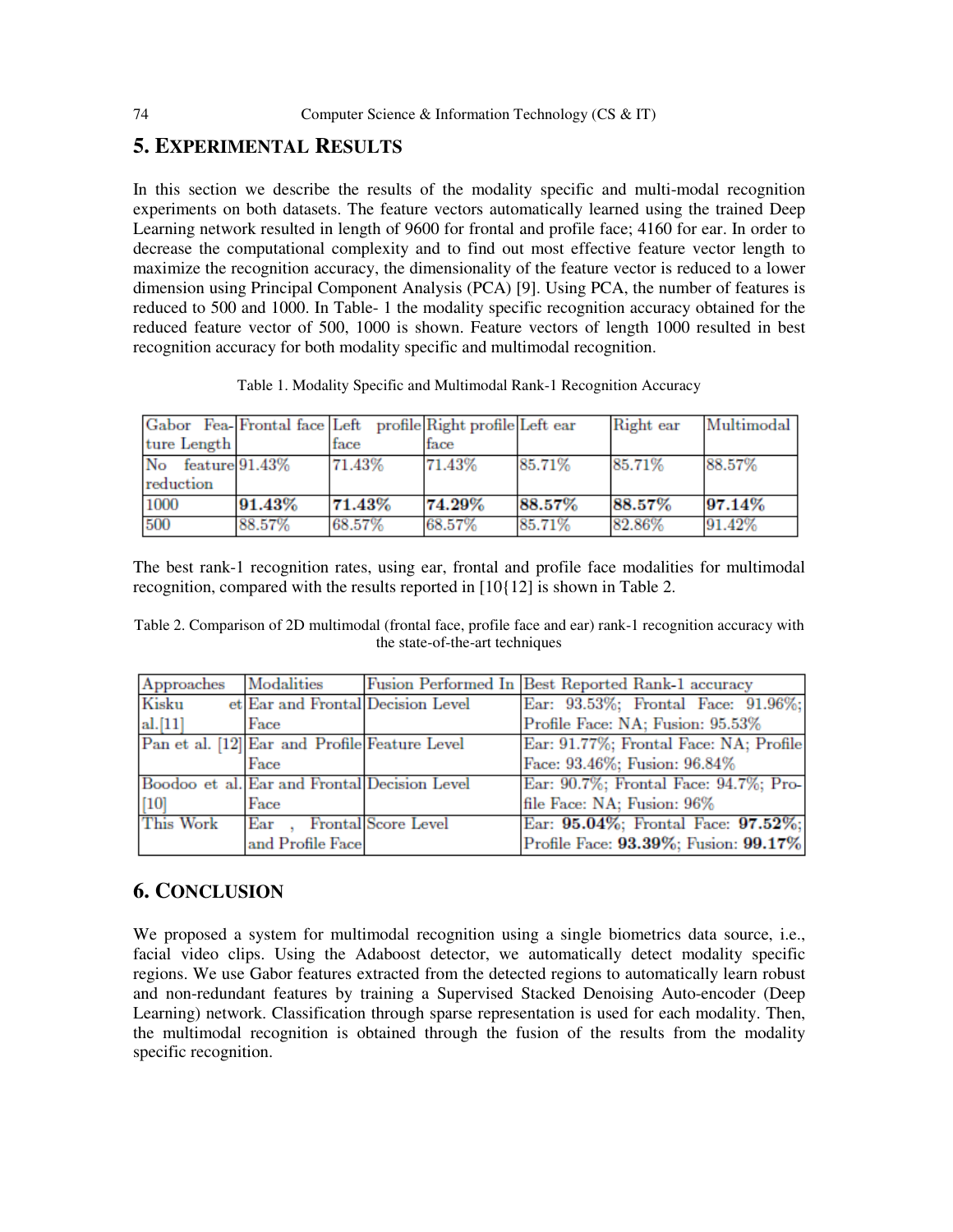## 5. Experimental Results

In this section we describe the results of the modality specific and multi-modal recognition experiments on both datasets. The feature vectors automatically learned using the trained Deep Learning network resulted in length of 9600 for frontal and profile face; 4160 for ear. In order to decrease the computational complexity and to find out most effective feature vector length to maximize the recognition accuracy, the dimensionality of the feature vector is reduced to a lower dimension using Principal Component Analysis (PCA) [9]. Using PCA, the number of features is reduced to 500 and 1000. In Table- 1 the modality specific recognition accuracy obtained for the reduced feature vector of 500, 1000 is shown. Feature vectors of length 1000 resulted in best recognition accuracy for both modality specific and multimodal recognition.

Table 1. Modality Specific and Multimodal Rank-1 Recognition Accuracy

| Gabor Feature Length | Frontal face | Left profile face | Right profile face | Left ear | Right ear | Multimodal |
|---|---|---|---|---|---|---|
| No feature reduction | 91.43% | 71.43% | 71.43% | 85.71% | 85.71% | 88.57% |
| 1000 | **91.43%** | **71.43%** | **74.29%** | **88.57%** | **88.57%** | **97.14%** |
| 500 | 88.57% | 68.57% | 68.57% | 85.71% | 82.86% | 91.42% |

The best rank-1 recognition rates, using ear, frontal and profile face modalities for multimodal recognition, compared with the results reported in [10{12] is shown in Table 2.

Table 2. Comparison of 2D multimodal (frontal face, profile face and ear) rank-1 recognition accuracy with the state-of-the-art techniques

| Approaches | Modalities | Fusion Performed In | Best Reported Rank-1 accuracy |
|---|---|---|---|
| Kisku et al.[11] | Ear and Frontal Face | Decision Level | Ear: 93.53%; Frontal Face: 91.96%; Profile Face: NA; Fusion: 95.53% |
| Pan et al. [12] | Ear and Profile Face | Feature Level | Ear: 91.77%; Frontal Face: NA; Profile Face: 93.46%; Fusion: 96.84% |
| Boodoo et al. [10] | Ear and Frontal Face | Decision Level | Ear: 90.7%; Frontal Face: 94.7%; Profile Face: NA; Fusion: 96% |
| This Work | Ear , Frontal and Profile Face | Score Level | Ear: **95.04%**; Frontal Face: **97.52%**; Profile Face: **93.39%**; Fusion: **99.17%** |

## 6. Conclusion

We proposed a system for multimodal recognition using a single biometrics data source, i.e., facial video clips. Using the Adaboost detector, we automatically detect modality specific regions. We use Gabor features extracted from the detected regions to automatically learn robust and non-redundant features by training a Supervised Stacked Denoising Auto-encoder (Deep Learning) network. Classification through sparse representation is used for each modality. Then, the multimodal recognition is obtained through the fusion of the results from the modality specific recognition.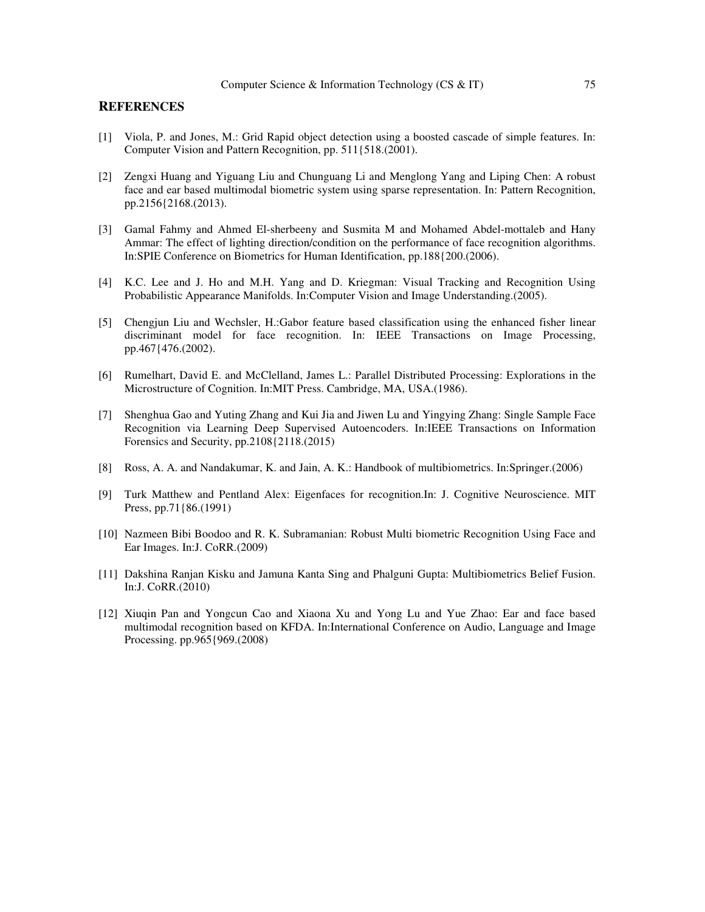## REFERENCES

[1] Viola, P. and Jones, M.: Grid Rapid object detection using a boosted cascade of simple features. In: Computer Vision and Pattern Recognition, pp. 511{518.(2001).

[2] Zengxi Huang and Yiguang Liu and Chunguang Li and Menglong Yang and Liping Chen: A robust face and ear based multimodal biometric system using sparse representation. In: Pattern Recognition, pp.2156{2168.(2013).

[3] Gamal Fahmy and Ahmed El-sherbeeny and Susmita M and Mohamed Abdel-mottaleb and Hany Ammar: The effect of lighting direction/condition on the performance of face recognition algorithms. In:SPIE Conference on Biometrics for Human Identification, pp.188{200.(2006).

[4] K.C. Lee and J. Ho and M.H. Yang and D. Kriegman: Visual Tracking and Recognition Using Probabilistic Appearance Manifolds. In:Computer Vision and Image Understanding.(2005).

[5] Chengjun Liu and Wechsler, H.:Gabor feature based classification using the enhanced fisher linear discriminant model for face recognition. In: IEEE Transactions on Image Processing, pp.467{476.(2002).

[6] Rumelhart, David E. and McClelland, James L.: Parallel Distributed Processing: Explorations in the Microstructure of Cognition. In:MIT Press. Cambridge, MA, USA.(1986).

[7] Shenghua Gao and Yuting Zhang and Kui Jia and Jiwen Lu and Yingying Zhang: Single Sample Face Recognition via Learning Deep Supervised Autoencoders. In:IEEE Transactions on Information Forensics and Security, pp.2108{2118.(2015)

[8] Ross, A. A. and Nandakumar, K. and Jain, A. K.: Handbook of multibiometrics. In:Springer.(2006)

[9] Turk Matthew and Pentland Alex: Eigenfaces for recognition.In: J. Cognitive Neuroscience. MIT Press, pp.71{86.(1991)

[10] Nazmeen Bibi Boodoo and R. K. Subramanian: Robust Multi biometric Recognition Using Face and Ear Images. In:J. CoRR.(2009)

[11] Dakshina Ranjan Kisku and Jamuna Kanta Sing and Phalguni Gupta: Multibiometrics Belief Fusion. In:J. CoRR.(2010)

[12] Xiuqin Pan and Yongcun Cao and Xiaona Xu and Yong Lu and Yue Zhao: Ear and face based multimodal recognition based on KFDA. In:International Conference on Audio, Language and Image Processing. pp.965{969.(2008)